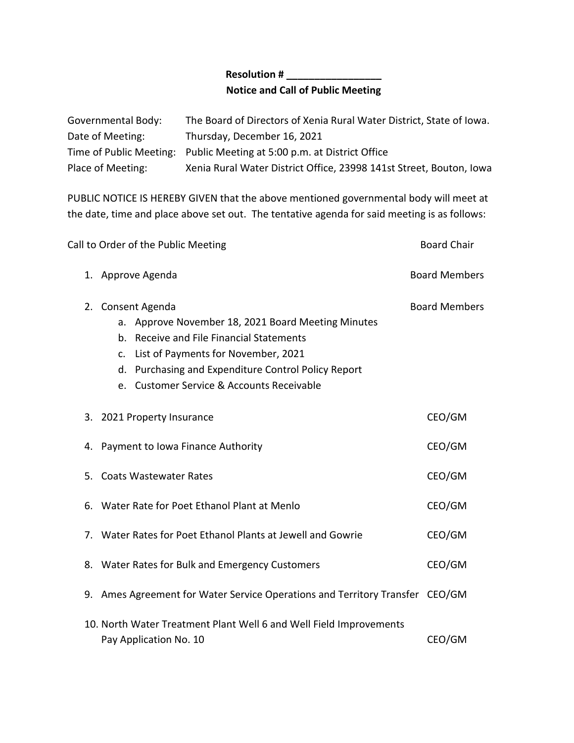**Resolution # _________________**

**Notice and Call of Public Meeting**

| | |
|---|---|
| Governmental Body: | The Board of Directors of Xenia Rural Water District, State of Iowa. |
| Date of Meeting: | Thursday, December 16, 2021 |
| Time of Public Meeting: | Public Meeting at 5:00 p.m. at District Office |
| Place of Meeting: | Xenia Rural Water District Office, 23998 141st Street, Bouton, Iowa |

PUBLIC NOTICE IS HEREBY GIVEN that the above mentioned governmental body will meet at the date, time and place above set out. The tentative agenda for said meeting is as follows:

Call to Order of the Public Meeting — Board Chair

1. Approve Agenda — Board Members

2. Consent Agenda — Board Members
   a. Approve November 18, 2021 Board Meeting Minutes
   b. Receive and File Financial Statements
   c. List of Payments for November, 2021
   d. Purchasing and Expenditure Control Policy Report
   e. Customer Service & Accounts Receivable

3. 2021 Property Insurance — CEO/GM

4. Payment to Iowa Finance Authority — CEO/GM

5. Coats Wastewater Rates — CEO/GM

6. Water Rate for Poet Ethanol Plant at Menlo — CEO/GM

7. Water Rates for Poet Ethanol Plants at Jewell and Gowrie — CEO/GM

8. Water Rates for Bulk and Emergency Customers — CEO/GM

9. Ames Agreement for Water Service Operations and Territory Transfer — CEO/GM

10. North Water Treatment Plant Well 6 and Well Field Improvements Pay Application No. 10 — CEO/GM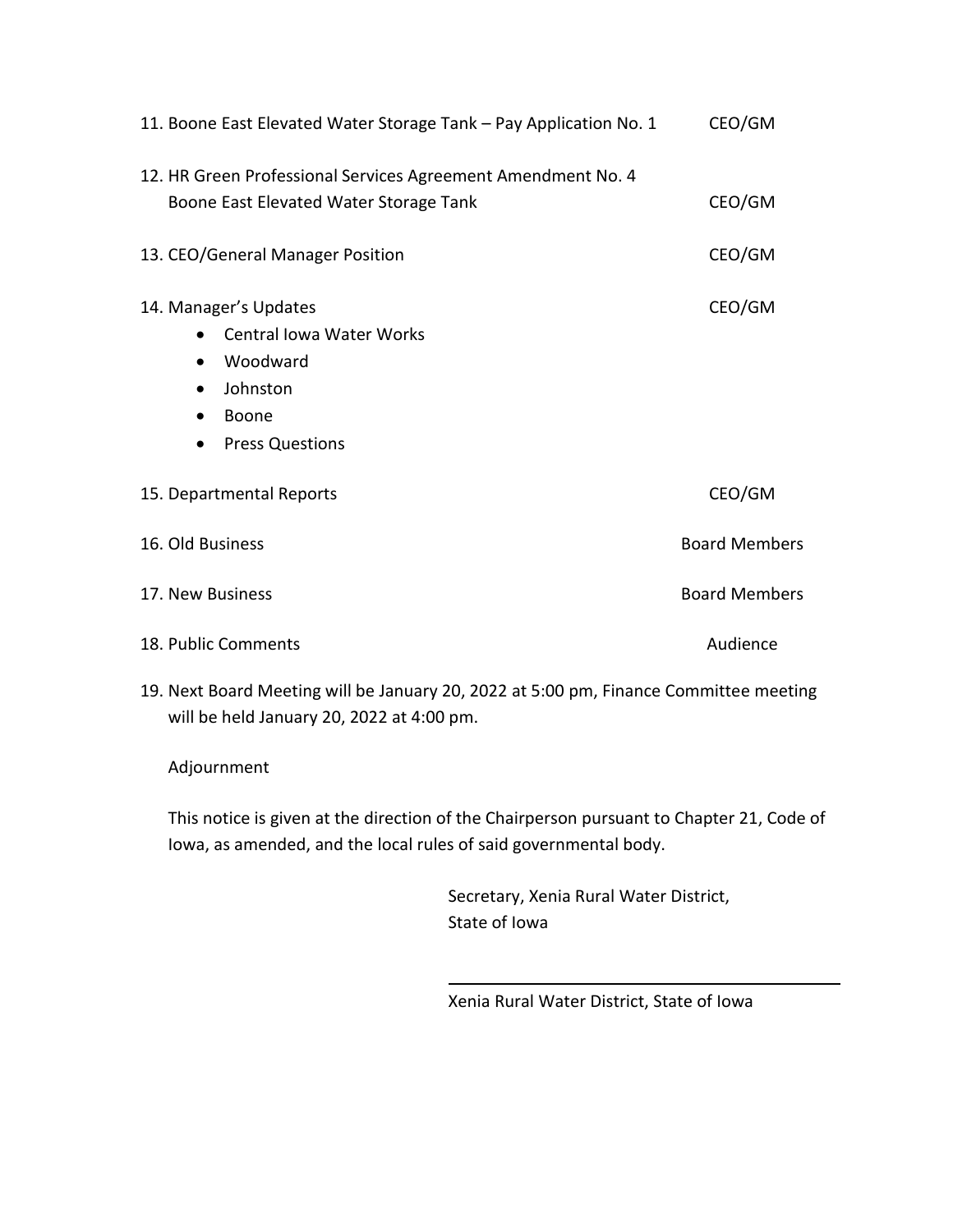11. Boone East Elevated Water Storage Tank – Pay Application No. 1 CEO/GM

12. HR Green Professional Services Agreement Amendment No. 4
    Boone East Elevated Water Storage Tank CEO/GM

13. CEO/General Manager Position CEO/GM

14. Manager's Updates CEO/GM
    - Central Iowa Water Works
    - Woodward
    - Johnston
    - Boone
    - Press Questions

15. Departmental Reports CEO/GM

16. Old Business Board Members

17. New Business Board Members

18. Public Comments Audience

19. Next Board Meeting will be January 20, 2022 at 5:00 pm, Finance Committee meeting will be held January 20, 2022 at 4:00 pm.

    Adjournment

    This notice is given at the direction of the Chairperson pursuant to Chapter 21, Code of Iowa, as amended, and the local rules of said governmental body.

Secretary, Xenia Rural Water District,
State of Iowa

Xenia Rural Water District, State of Iowa